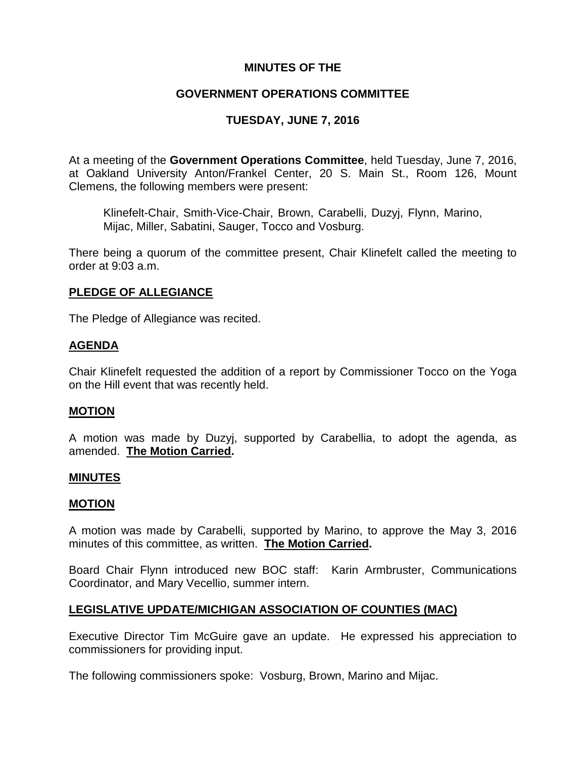# MINUTES OF THE

# GOVERNMENT OPERATIONS COMMITTEE

# TUESDAY, JUNE 7, 2016

At a meeting of the **Government Operations Committee**, held Tuesday, June 7, 2016, at Oakland University Anton/Frankel Center, 20 S. Main St., Room 126, Mount Clemens, the following members were present:

> Klinefelt-Chair, Smith-Vice-Chair, Brown, Carabelli, Duzyj, Flynn, Marino, Mijac, Miller, Sabatini, Sauger, Tocco and Vosburg.

There being a quorum of the committee present, Chair Klinefelt called the meeting to order at 9:03 a.m.

## PLEDGE OF ALLEGIANCE

The Pledge of Allegiance was recited.

## AGENDA

Chair Klinefelt requested the addition of a report by Commissioner Tocco on the Yoga on the Hill event that was recently held.

## MOTION

A motion was made by Duzyj, supported by Carabellia, to adopt the agenda, as amended. **The Motion Carried.**

## MINUTES

## MOTION

A motion was made by Carabelli, supported by Marino, to approve the May 3, 2016 minutes of this committee, as written. **The Motion Carried.**

Board Chair Flynn introduced new BOC staff: Karin Armbruster, Communications Coordinator, and Mary Vecellio, summer intern.

## LEGISLATIVE UPDATE/MICHIGAN ASSOCIATION OF COUNTIES (MAC)

Executive Director Tim McGuire gave an update. He expressed his appreciation to commissioners for providing input.

The following commissioners spoke: Vosburg, Brown, Marino and Mijac.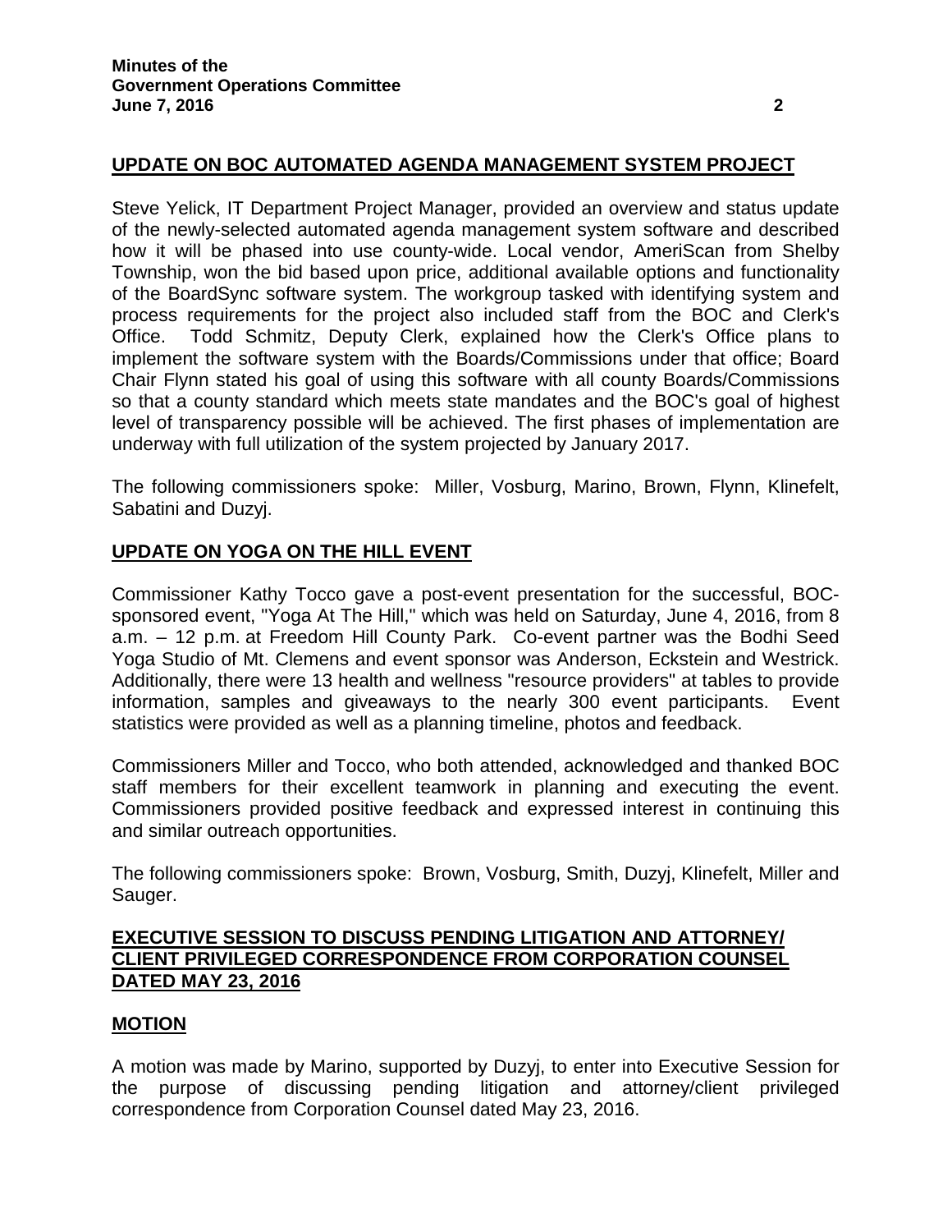## UPDATE ON BOC AUTOMATED AGENDA MANAGEMENT SYSTEM PROJECT

Steve Yelick, IT Department Project Manager, provided an overview and status update of the newly-selected automated agenda management system software and described how it will be phased into use county-wide. Local vendor, AmeriScan from Shelby Township, won the bid based upon price, additional available options and functionality of the BoardSync software system. The workgroup tasked with identifying system and process requirements for the project also included staff from the BOC and Clerk's Office. Todd Schmitz, Deputy Clerk, explained how the Clerk's Office plans to implement the software system with the Boards/Commissions under that office; Board Chair Flynn stated his goal of using this software with all county Boards/Commissions so that a county standard which meets state mandates and the BOC's goal of highest level of transparency possible will be achieved. The first phases of implementation are underway with full utilization of the system projected by January 2017.

The following commissioners spoke: Miller, Vosburg, Marino, Brown, Flynn, Klinefelt, Sabatini and Duzyj.

## UPDATE ON YOGA ON THE HILL EVENT

Commissioner Kathy Tocco gave a post-event presentation for the successful, BOC-sponsored event, "Yoga At The Hill," which was held on Saturday, June 4, 2016, from 8 a.m. – 12 p.m. at Freedom Hill County Park. Co-event partner was the Bodhi Seed Yoga Studio of Mt. Clemens and event sponsor was Anderson, Eckstein and Westrick. Additionally, there were 13 health and wellness "resource providers" at tables to provide information, samples and giveaways to the nearly 300 event participants. Event statistics were provided as well as a planning timeline, photos and feedback.

Commissioners Miller and Tocco, who both attended, acknowledged and thanked BOC staff members for their excellent teamwork in planning and executing the event. Commissioners provided positive feedback and expressed interest in continuing this and similar outreach opportunities.

The following commissioners spoke: Brown, Vosburg, Smith, Duzyj, Klinefelt, Miller and Sauger.

## EXECUTIVE SESSION TO DISCUSS PENDING LITIGATION AND ATTORNEY/ CLIENT PRIVILEGED CORRESPONDENCE FROM CORPORATION COUNSEL DATED MAY 23, 2016

## MOTION

A motion was made by Marino, supported by Duzyj, to enter into Executive Session for the purpose of discussing pending litigation and attorney/client privileged correspondence from Corporation Counsel dated May 23, 2016.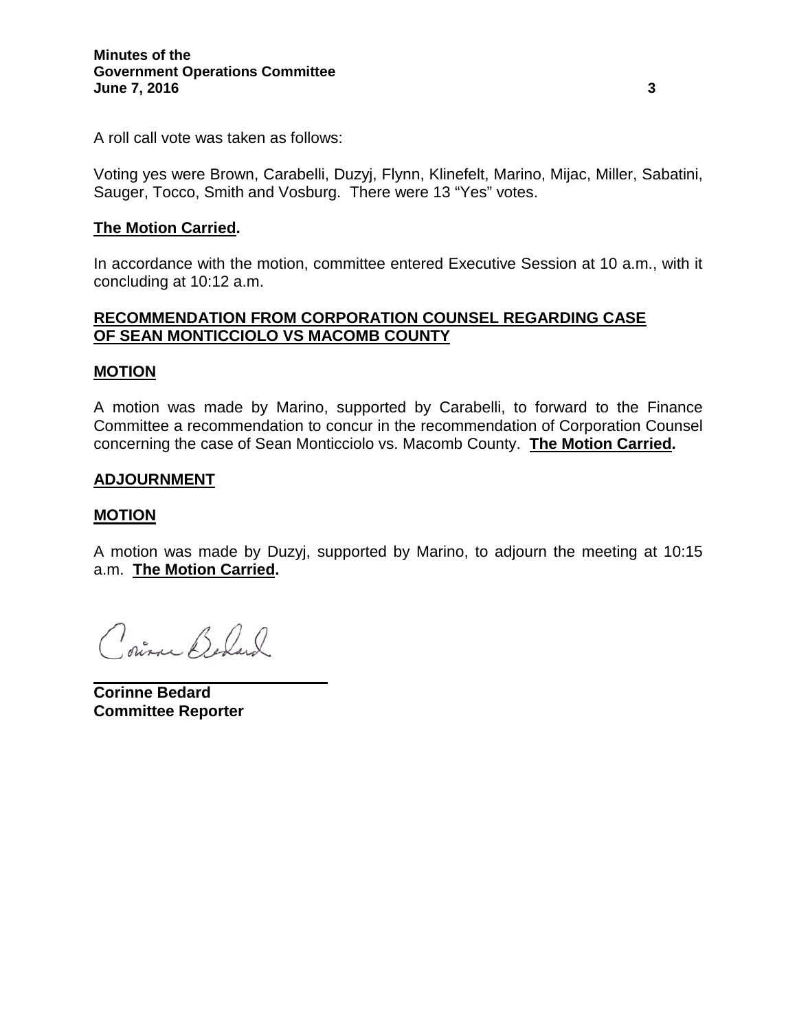A roll call vote was taken as follows:

Voting yes were Brown, Carabelli, Duzyj, Flynn, Klinefelt, Marino, Mijac, Miller, Sabatini, Sauger, Tocco, Smith and Vosburg. There were 13 "Yes" votes.

**The Motion Carried.**

In accordance with the motion, committee entered Executive Session at 10 a.m., with it concluding at 10:12 a.m.

**RECOMMENDATION FROM CORPORATION COUNSEL REGARDING CASE OF SEAN MONTICCIOLO VS MACOMB COUNTY**

**MOTION**

A motion was made by Marino, supported by Carabelli, to forward to the Finance Committee a recommendation to concur in the recommendation of Corporation Counsel concerning the case of Sean Monticciolo vs. Macomb County. **The Motion Carried.**

**ADJOURNMENT**

**MOTION**

A motion was made by Duzyj, supported by Marino, to adjourn the meeting at 10:15 a.m. **The Motion Carried.**

**Corinne Bedard**
**Committee Reporter**